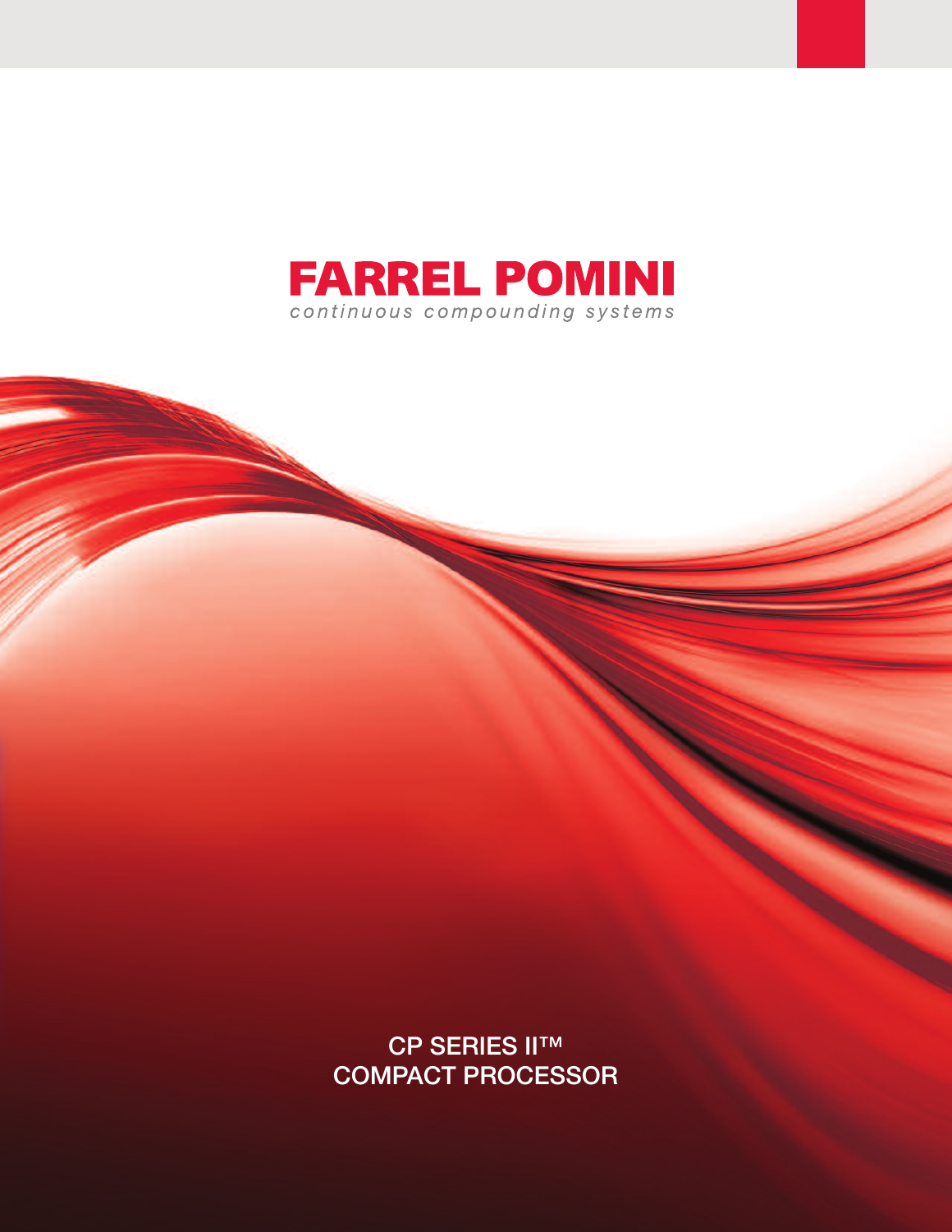# FARREL POMINI

*continuous compounding systems*

## CP SERIES II™
## COMPACT PROCESSOR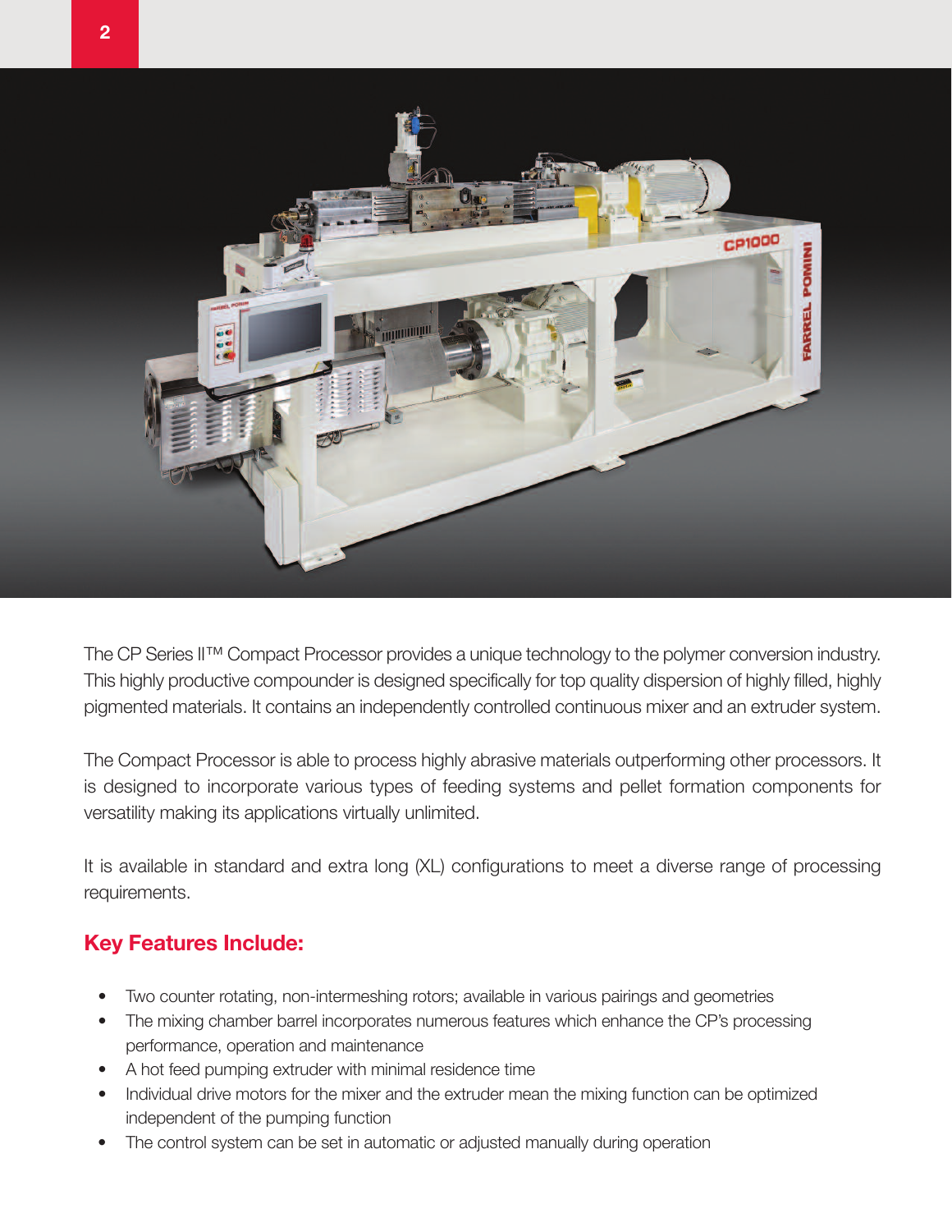The CP Series II™ Compact Processor provides a unique technology to the polymer conversion industry. This highly productive compounder is designed specifically for top quality dispersion of highly filled, highly pigmented materials. It contains an independently controlled continuous mixer and an extruder system.

The Compact Processor is able to process highly abrasive materials outperforming other processors. It is designed to incorporate various types of feeding systems and pellet formation components for versatility making its applications virtually unlimited.

It is available in standard and extra long (XL) configurations to meet a diverse range of processing requirements.

## Key Features Include:

- Two counter rotating, non-intermeshing rotors; available in various pairings and geometries
- The mixing chamber barrel incorporates numerous features which enhance the CP's processing performance, operation and maintenance
- A hot feed pumping extruder with minimal residence time
- Individual drive motors for the mixer and the extruder mean the mixing function can be optimized independent of the pumping function
- The control system can be set in automatic or adjusted manually during operation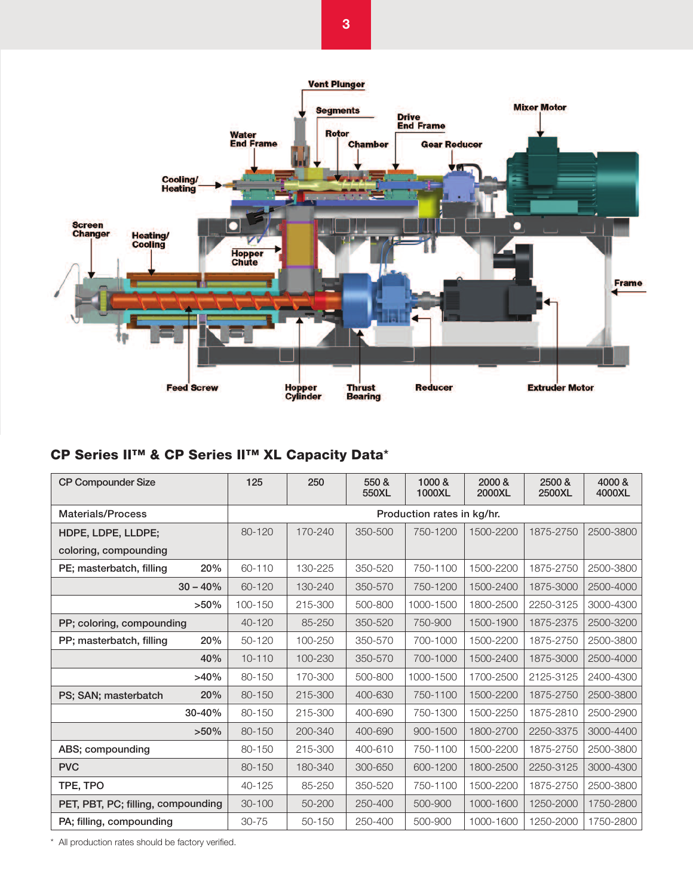## CP Series II™ & CP Series II™ XL Capacity Data*

| CP Compounder Size | | 125 | 250 | 550 & 550XL | 1000 & 1000XL | 2000 & 2000XL | 2500 & 2500XL | 4000 & 4000XL |
|---|---|---|---|---|---|---|---|---|
| Materials/Process | | Production rates in kg/hr. | | | | | | |
| HDPE, LDPE, LLDPE; coloring, compounding | | 80-120 | 170-240 | 350-500 | 750-1200 | 1500-2200 | 1875-2750 | 2500-3800 |
| PE; masterbatch, filling | 20% | 60-110 | 130-225 | 350-520 | 750-1100 | 1500-2200 | 1875-2750 | 2500-3800 |
| | 30 – 40% | 60-120 | 130-240 | 350-570 | 750-1200 | 1500-2400 | 1875-3000 | 2500-4000 |
| | >50% | 100-150 | 215-300 | 500-800 | 1000-1500 | 1800-2500 | 2250-3125 | 3000-4300 |
| PP; coloring, compounding | | 40-120 | 85-250 | 350-520 | 750-900 | 1500-1900 | 1875-2375 | 2500-3200 |
| PP; masterbatch, filling | 20% | 50-120 | 100-250 | 350-570 | 700-1000 | 1500-2200 | 1875-2750 | 2500-3800 |
| | 40% | 10-110 | 100-230 | 350-570 | 700-1000 | 1500-2400 | 1875-3000 | 2500-4000 |
| | >40% | 80-150 | 170-300 | 500-800 | 1000-1500 | 1700-2500 | 2125-3125 | 2400-4300 |
| PS; SAN; masterbatch | 20% | 80-150 | 215-300 | 400-630 | 750-1100 | 1500-2200 | 1875-2750 | 2500-3800 |
| | 30-40% | 80-150 | 215-300 | 400-690 | 750-1300 | 1500-2250 | 1875-2810 | 2500-2900 |
| | >50% | 80-150 | 200-340 | 400-690 | 900-1500 | 1800-2700 | 2250-3375 | 3000-4400 |
| ABS; compounding | | 80-150 | 215-300 | 400-610 | 750-1100 | 1500-2200 | 1875-2750 | 2500-3800 |
| PVC | | 80-150 | 180-340 | 300-650 | 600-1200 | 1800-2500 | 2250-3125 | 3000-4300 |
| TPE, TPO | | 40-125 | 85-250 | 350-520 | 750-1100 | 1500-2200 | 1875-2750 | 2500-3800 |
| PET, PBT, PC; filling, compounding | | 30-100 | 50-200 | 250-400 | 500-900 | 1000-1600 | 1250-2000 | 1750-2800 |
| PA; filling, compounding | | 30-75 | 50-150 | 250-400 | 500-900 | 1000-1600 | 1250-2000 | 1750-2800 |

* All production rates should be factory verified.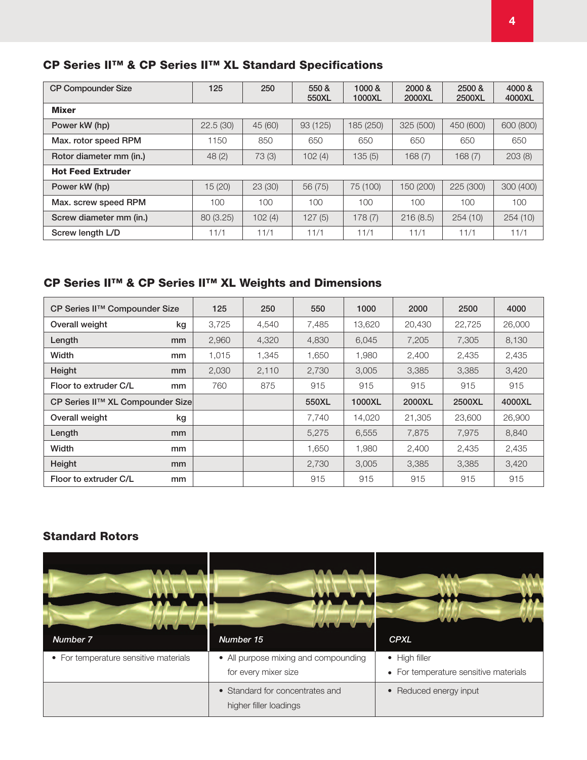## CP Series II™ & CP Series II™ XL Standard Specifications

| CP Compounder Size | 125 | 250 | 550 & 550XL | 1000 & 1000XL | 2000 & 2000XL | 2500 & 2500XL | 4000 & 4000XL |
|---|---|---|---|---|---|---|---|
| **Mixer** | | | | | | | |
| Power kW (hp) | 22.5 (30) | 45 (60) | 93 (125) | 185 (250) | 325 (500) | 450 (600) | 600 (800) |
| Max. rotor speed RPM | 1150 | 850 | 650 | 650 | 650 | 650 | 650 |
| Rotor diameter mm (in.) | 48 (2) | 73 (3) | 102 (4) | 135 (5) | 168 (7) | 168 (7) | 203 (8) |
| **Hot Feed Extruder** | | | | | | | |
| Power kW (hp) | 15 (20) | 23 (30) | 56 (75) | 75 (100) | 150 (200) | 225 (300) | 300 (400) |
| Max. screw speed RPM | 100 | 100 | 100 | 100 | 100 | 100 | 100 |
| Screw diameter mm (in.) | 80 (3.25) | 102 (4) | 127 (5) | 178 (7) | 216 (8.5) | 254 (10) | 254 (10) |
| Screw length L/D | 11/1 | 11/1 | 11/1 | 11/1 | 11/1 | 11/1 | 11/1 |

## CP Series II™ & CP Series II™ XL Weights and Dimensions

| CP Series II™ Compounder Size | | 125 | 250 | 550 | 1000 | 2000 | 2500 | 4000 |
|---|---|---|---|---|---|---|---|---|
| Overall weight | kg | 3,725 | 4,540 | 7,485 | 13,620 | 20,430 | 22,725 | 26,000 |
| Length | mm | 2,960 | 4,320 | 4,830 | 6,045 | 7,205 | 7,305 | 8,130 |
| Width | mm | 1,015 | 1,345 | 1,650 | 1,980 | 2,400 | 2,435 | 2,435 |
| Height | mm | 2,030 | 2,110 | 2,730 | 3,005 | 3,385 | 3,385 | 3,420 |
| Floor to extruder C/L | mm | 760 | 875 | 915 | 915 | 915 | 915 | 915 |
| CP Series II™ XL Compounder Size | | | | 550XL | 1000XL | 2000XL | 2500XL | 4000XL |
| Overall weight | kg | | | 7,740 | 14,020 | 21,305 | 23,600 | 26,900 |
| Length | mm | | | 5,275 | 6,555 | 7,875 | 7,975 | 8,840 |
| Width | mm | | | 1,650 | 1,980 | 2,400 | 2,435 | 2,435 |
| Height | mm | | | 2,730 | 3,005 | 3,385 | 3,385 | 3,420 |
| Floor to extruder C/L | mm | | | 915 | 915 | 915 | 915 | 915 |

## Standard Rotors

| *Number 7* | *Number 15* | *CPXL* |
|---|---|---|
| • For temperature sensitive materials | • All purpose mixing and compounding for every mixer size | • High filler<br>• For temperature sensitive materials |
| | • Standard for concentrates and higher filler loadings | • Reduced energy input |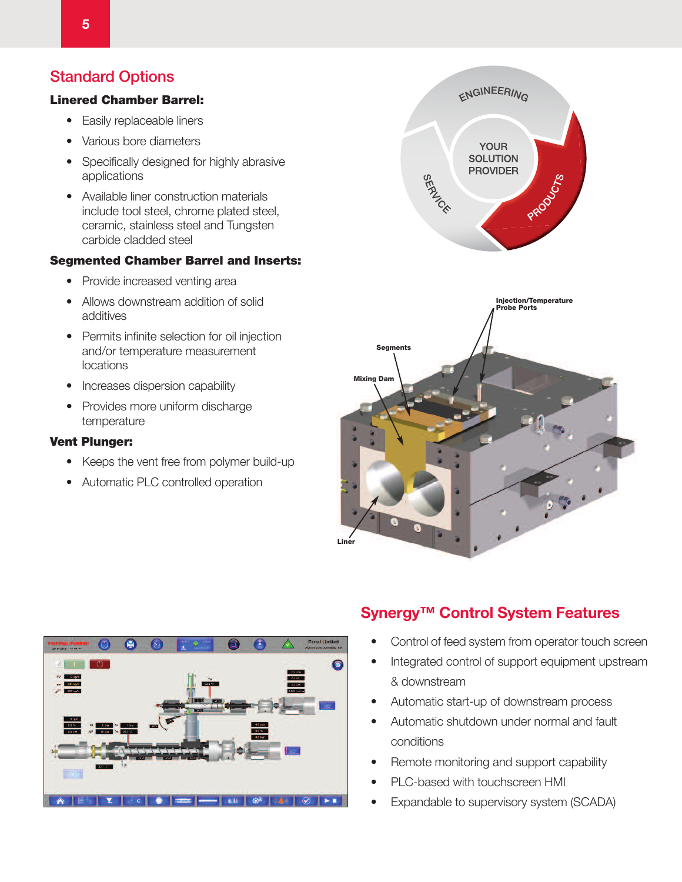## Standard Options

### Linered Chamber Barrel:

- Easily replaceable liners
- Various bore diameters
- Specifically designed for highly abrasive applications
- Available liner construction materials include tool steel, chrome plated steel, ceramic, stainless steel and Tungsten carbide cladded steel

### Segmented Chamber Barrel and Inserts:

- Provide increased venting area
- Allows downstream addition of solid additives
- Permits infinite selection for oil injection and/or temperature measurement locations
- Increases dispersion capability
- Provides more uniform discharge temperature

### Vent Plunger:

- Keeps the vent free from polymer build-up
- Automatic PLC controlled operation

## Synergy™ Control System Features

- Control of feed system from operator touch screen
- Integrated control of support equipment upstream & downstream
- Automatic start-up of downstream process
- Automatic shutdown under normal and fault conditions
- Remote monitoring and support capability
- PLC-based with touchscreen HMI
- Expandable to supervisory system (SCADA)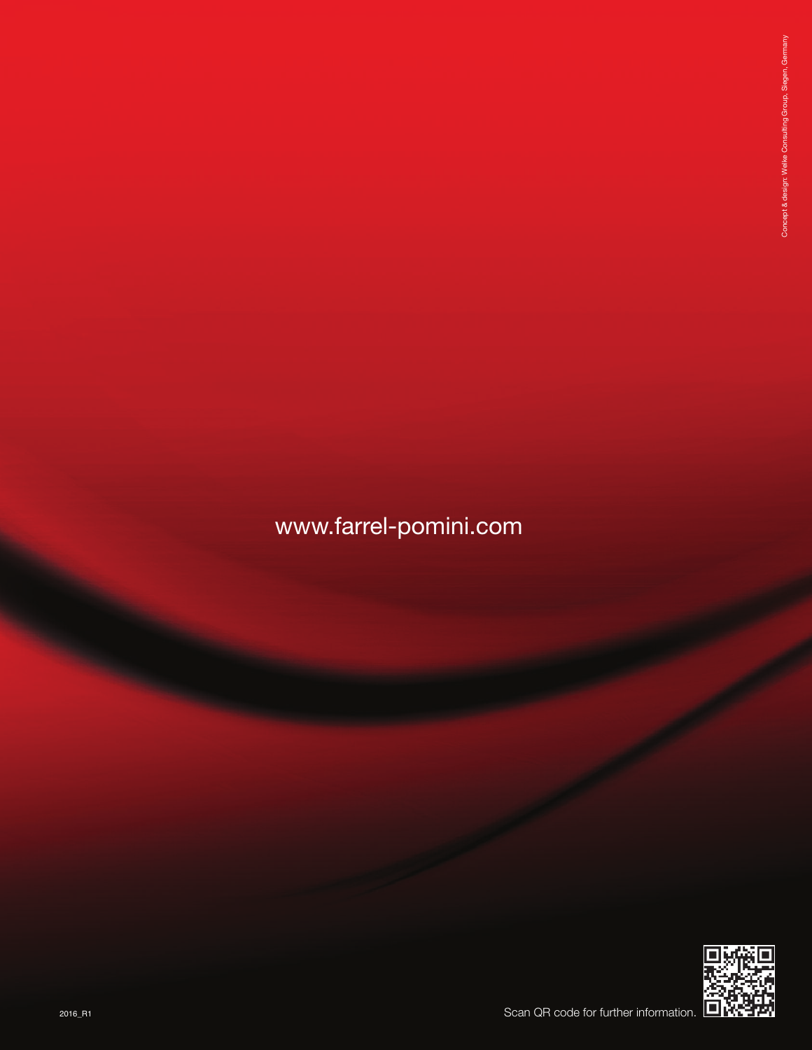Concept & design: Welke Consulting Group, Siegen, Germany

www.farrel-pomini.com

2016_R1

Scan QR code for further information.